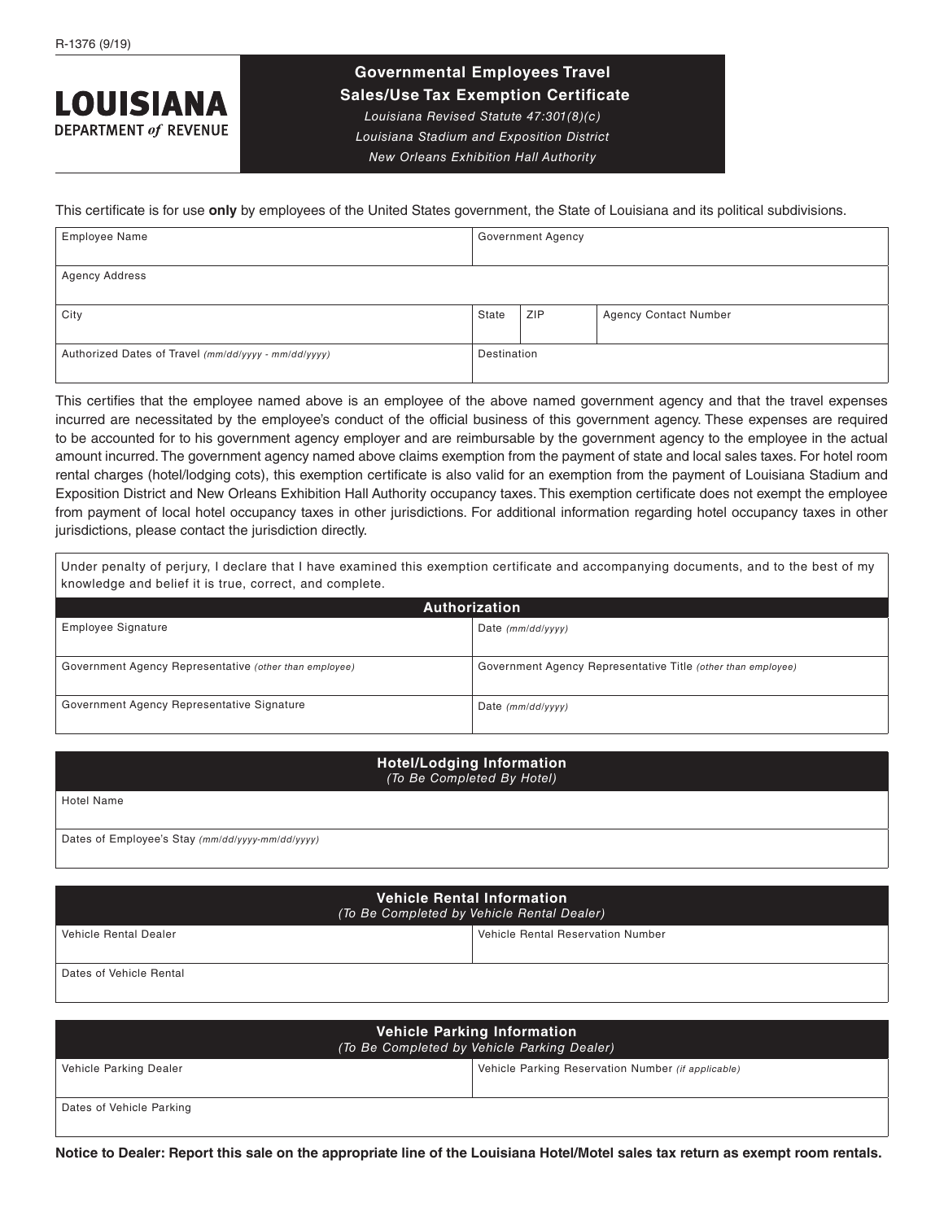R-1376 (9/19)

# LOUISIANA DEPARTMENT *of* REVENUE

## Governmental Employees Travel Sales/Use Tax Exemption Certificate

*Louisiana Revised Statute 47:301(8)(c)*

*Louisiana Stadium and Exposition District*

*New Orleans Exhibition Hall Authority*

This certificate is for use **only** by employees of the United States government, the State of Louisiana and its political subdivisions.

| Employee Name | | | Government Agency |
|---|---|---|---|
| Agency Address | | | |
| City | State | ZIP | Agency Contact Number |
| Authorized Dates of Travel *(mm/dd/yyyy - mm/dd/yyyy)* | Destination | | |

This certifies that the employee named above is an employee of the above named government agency and that the travel expenses incurred are necessitated by the employee's conduct of the official business of this government agency. These expenses are required to be accounted for to his government agency employer and are reimbursable by the government agency to the employee in the actual amount incurred. The government agency named above claims exemption from the payment of state and local sales taxes. For hotel room rental charges (hotel/lodging cots), this exemption certificate is also valid for an exemption from the payment of Louisiana Stadium and Exposition District and New Orleans Exhibition Hall Authority occupancy taxes. This exemption certificate does not exempt the employee from payment of local hotel occupancy taxes in other jurisdictions. For additional information regarding hotel occupancy taxes in other jurisdictions, please contact the jurisdiction directly.

Under penalty of perjury, I declare that I have examined this exemption certificate and accompanying documents, and to the best of my knowledge and belief it is true, correct, and complete.

### Authorization

| Employee Signature | Date *(mm/dd/yyyy)* |
|---|---|
| Government Agency Representative *(other than employee)* | Government Agency Representative Title *(other than employee)* |
| Government Agency Representative Signature | Date *(mm/dd/yyyy)* |

### Hotel/Lodging Information
*(To Be Completed By Hotel)*

| Hotel Name |
|---|
| Dates of Employee's Stay *(mm/dd/yyyy-mm/dd/yyyy)* |

### Vehicle Rental Information
*(To Be Completed by Vehicle Rental Dealer)*

| Vehicle Rental Dealer | Vehicle Rental Reservation Number |
|---|---|
| Dates of Vehicle Rental | |

### Vehicle Parking Information
*(To Be Completed by Vehicle Parking Dealer)*

| Vehicle Parking Dealer | Vehicle Parking Reservation Number *(if applicable)* |
|---|---|
| Dates of Vehicle Parking | |

**Notice to Dealer: Report this sale on the appropriate line of the Louisiana Hotel/Motel sales tax return as exempt room rentals.**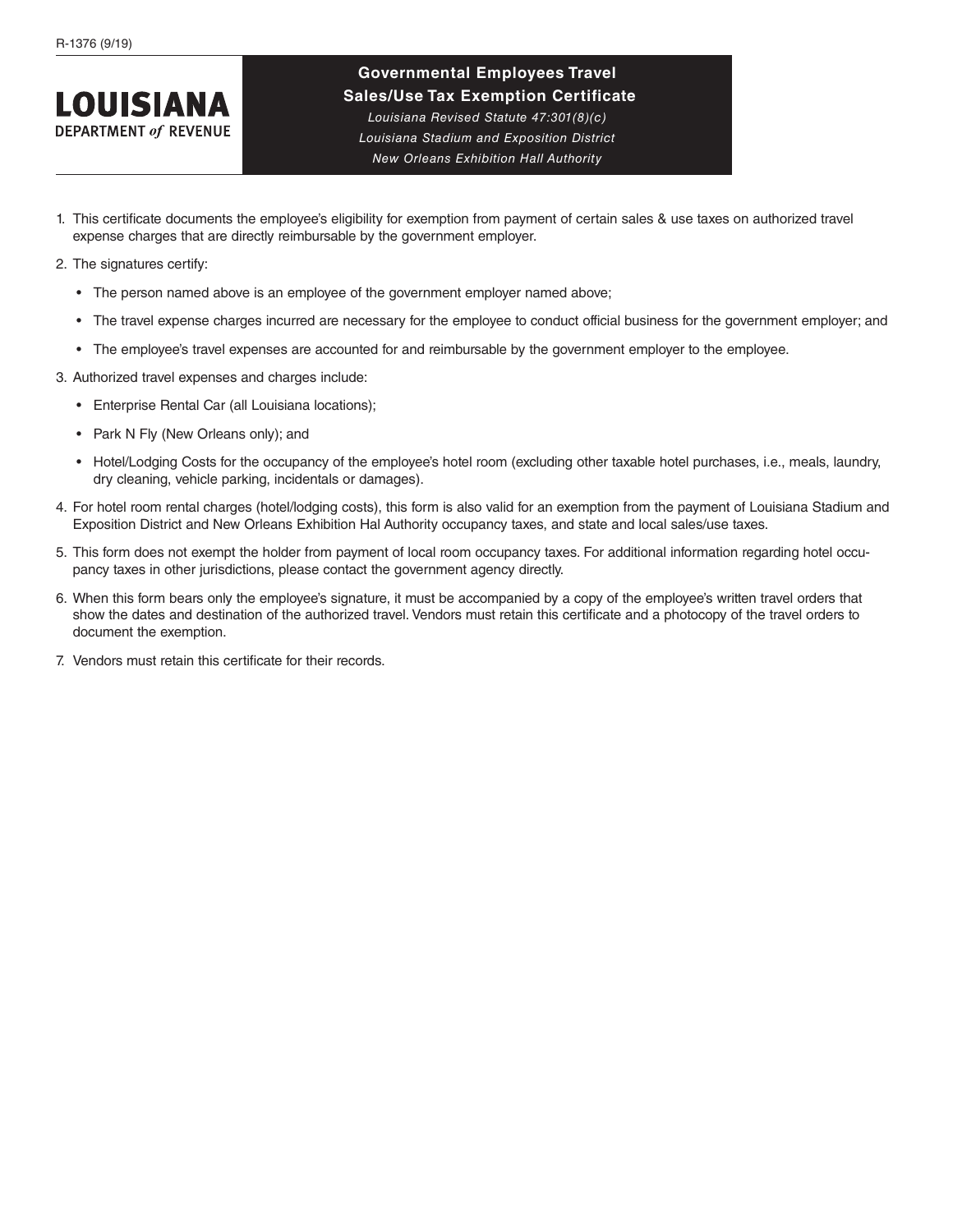R-1376 (9/19)

**LOUISIANA**
**DEPARTMENT *of* REVENUE**

## Governmental Employees Travel Sales/Use Tax Exemption Certificate

*Louisiana Revised Statute 47:301(8)(c)*
*Louisiana Stadium and Exposition District*
*New Orleans Exhibition Hall Authority*

1. This certificate documents the employee's eligibility for exemption from payment of certain sales & use taxes on authorized travel expense charges that are directly reimbursable by the government employer.
2. The signatures certify:
   - The person named above is an employee of the government employer named above;
   - The travel expense charges incurred are necessary for the employee to conduct official business for the government employer; and
   - The employee's travel expenses are accounted for and reimbursable by the government employer to the employee.
3. Authorized travel expenses and charges include:
   - Enterprise Rental Car (all Louisiana locations);
   - Park N Fly (New Orleans only); and
   - Hotel/Lodging Costs for the occupancy of the employee's hotel room (excluding other taxable hotel purchases, i.e., meals, laundry, dry cleaning, vehicle parking, incidentals or damages).
4. For hotel room rental charges (hotel/lodging costs), this form is also valid for an exemption from the payment of Louisiana Stadium and Exposition District and New Orleans Exhibition Hal Authority occupancy taxes, and state and local sales/use taxes.
5. This form does not exempt the holder from payment of local room occupancy taxes. For additional information regarding hotel occupancy taxes in other jurisdictions, please contact the government agency directly.
6. When this form bears only the employee's signature, it must be accompanied by a copy of the employee's written travel orders that show the dates and destination of the authorized travel. Vendors must retain this certificate and a photocopy of the travel orders to document the exemption.
7. Vendors must retain this certificate for their records.